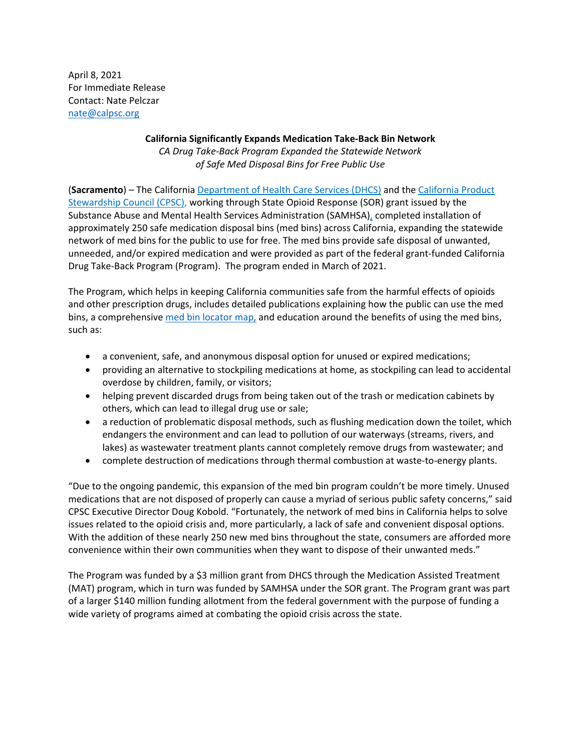April 8, 2021
For Immediate Release
Contact: Nate Pelczar
nate@calpsc.org

**California Significantly Expands Medication Take-Back Bin Network**

*CA Drug Take-Back Program Expanded the Statewide Network of Safe Med Disposal Bins for Free Public Use*

(**Sacramento**) – The California Department of Health Care Services (DHCS) and the California Product Stewardship Council (CPSC), working through State Opioid Response (SOR) grant issued by the Substance Abuse and Mental Health Services Administration (SAMHSA), completed installation of approximately 250 safe medication disposal bins (med bins) across California, expanding the statewide network of med bins for the public to use for free. The med bins provide safe disposal of unwanted, unneeded, and/or expired medication and were provided as part of the federal grant-funded California Drug Take-Back Program (Program). The program ended in March of 2021.

The Program, which helps in keeping California communities safe from the harmful effects of opioids and other prescription drugs, includes detailed publications explaining how the public can use the med bins, a comprehensive med bin locator map, and education around the benefits of using the med bins, such as:

- a convenient, safe, and anonymous disposal option for unused or expired medications;
- providing an alternative to stockpiling medications at home, as stockpiling can lead to accidental overdose by children, family, or visitors;
- helping prevent discarded drugs from being taken out of the trash or medication cabinets by others, which can lead to illegal drug use or sale;
- a reduction of problematic disposal methods, such as flushing medication down the toilet, which endangers the environment and can lead to pollution of our waterways (streams, rivers, and lakes) as wastewater treatment plants cannot completely remove drugs from wastewater; and
- complete destruction of medications through thermal combustion at waste-to-energy plants.

"Due to the ongoing pandemic, this expansion of the med bin program couldn't be more timely. Unused medications that are not disposed of properly can cause a myriad of serious public safety concerns," said CPSC Executive Director Doug Kobold. "Fortunately, the network of med bins in California helps to solve issues related to the opioid crisis and, more particularly, a lack of safe and convenient disposal options. With the addition of these nearly 250 new med bins throughout the state, consumers are afforded more convenience within their own communities when they want to dispose of their unwanted meds."

The Program was funded by a $3 million grant from DHCS through the Medication Assisted Treatment (MAT) program, which in turn was funded by SAMHSA under the SOR grant. The Program grant was part of a larger $140 million funding allotment from the federal government with the purpose of funding a wide variety of programs aimed at combating the opioid crisis across the state.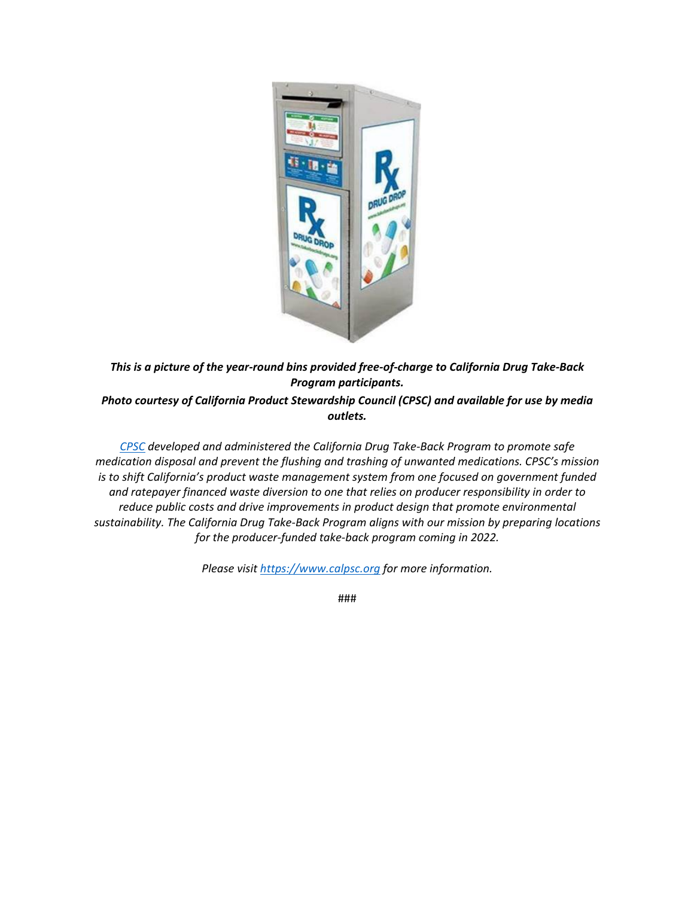***This is a picture of the year-round bins provided free-of-charge to California Drug Take-Back Program participants.***
***Photo courtesy of California Product Stewardship Council (CPSC) and available for use by media outlets.***

*[CPSC](https://www.calpsc.org) developed and administered the California Drug Take-Back Program to promote safe medication disposal and prevent the flushing and trashing of unwanted medications. CPSC's mission is to shift California's product waste management system from one focused on government funded and ratepayer financed waste diversion to one that relies on producer responsibility in order to reduce public costs and drive improvements in product design that promote environmental sustainability. The California Drug Take-Back Program aligns with our mission by preparing locations for the producer-funded take-back program coming in 2022.*

*Please visit [https://www.calpsc.org](https://www.calpsc.org) for more information.*

###